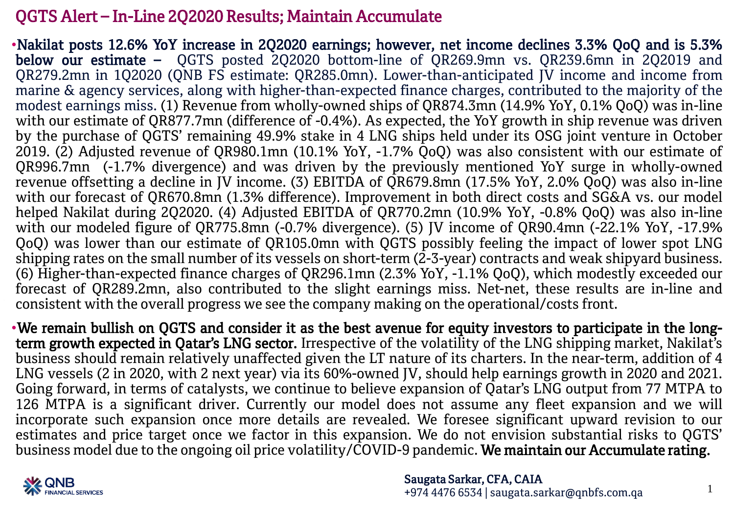# QGTS Alert – In-Line 2Q2020 Results; Maintain Accumulate

- **Nakilat posts 12.6% YoY increase in 2Q2020 earnings; however, net income declines 3.3% QoQ and is 5.3% below our estimate –** QGTS posted 2Q2020 bottom-line of QR269.9mn vs. QR239.6mn in 2Q2019 and QR279.2mn in 1Q2020 (QNB FS estimate: QR285.0mn). Lower-than-anticipated JV income and income from marine & agency services, along with higher-than-expected finance charges, contributed to the majority of the modest earnings miss. (1) Revenue from wholly-owned ships of QR874.3mn (14.9% YoY, 0.1% QoQ) was in-line with our estimate of QR877.7mn (difference of -0.4%). As expected, the YoY growth in ship revenue was driven by the purchase of QGTS' remaining 49.9% stake in 4 LNG ships held under its OSG joint venture in October 2019. (2) Adjusted revenue of QR980.1mn (10.1% YoY, -1.7% QoQ) was also consistent with our estimate of QR996.7mn (-1.7% divergence) and was driven by the previously mentioned YoY surge in wholly-owned revenue offsetting a decline in JV income. (3) EBITDA of QR679.8mn (17.5% YoY, 2.0% QoQ) was also in-line with our forecast of QR670.8mn (1.3% difference). Improvement in both direct costs and SG&A vs. our model helped Nakilat during 2Q2020. (4) Adjusted EBITDA of QR770.2mn (10.9% YoY, -0.8% QoQ) was also in-line with our modeled figure of QR775.8mn (-0.7% divergence). (5) JV income of QR90.4mn (-22.1% YoY, -17.9% QoQ) was lower than our estimate of QR105.0mn with QGTS possibly feeling the impact of lower spot LNG shipping rates on the small number of its vessels on short-term (2-3-year) contracts and weak shipyard business. (6) Higher-than-expected finance charges of QR296.1mn (2.3% YoY, -1.1% QoQ), which modestly exceeded our forecast of QR289.2mn, also contributed to the slight earnings miss. Net-net, these results are in-line and consistent with the overall progress we see the company making on the operational/costs front.

- **We remain bullish on QGTS and consider it as the best avenue for equity investors to participate in the long-term growth expected in Qatar's LNG sector.** Irrespective of the volatility of the LNG shipping market, Nakilat's business should remain relatively unaffected given the LT nature of its charters. In the near-term, addition of 4 LNG vessels (2 in 2020, with 2 next year) via its 60%-owned JV, should help earnings growth in 2020 and 2021. Going forward, in terms of catalysts, we continue to believe expansion of Qatar's LNG output from 77 MTPA to 126 MTPA is a significant driver. Currently our model does not assume any fleet expansion and we will incorporate such expansion once more details are revealed. We foresee significant upward revision to our estimates and price target once we factor in this expansion. We do not envision substantial risks to QGTS' business model due to the ongoing oil price volatility/COVID-9 pandemic. **We maintain our Accumulate rating.**

Saugata Sarkar, CFA, CAIA
+974 4476 6534 | saugata.sarkar@qnbfs.com.qa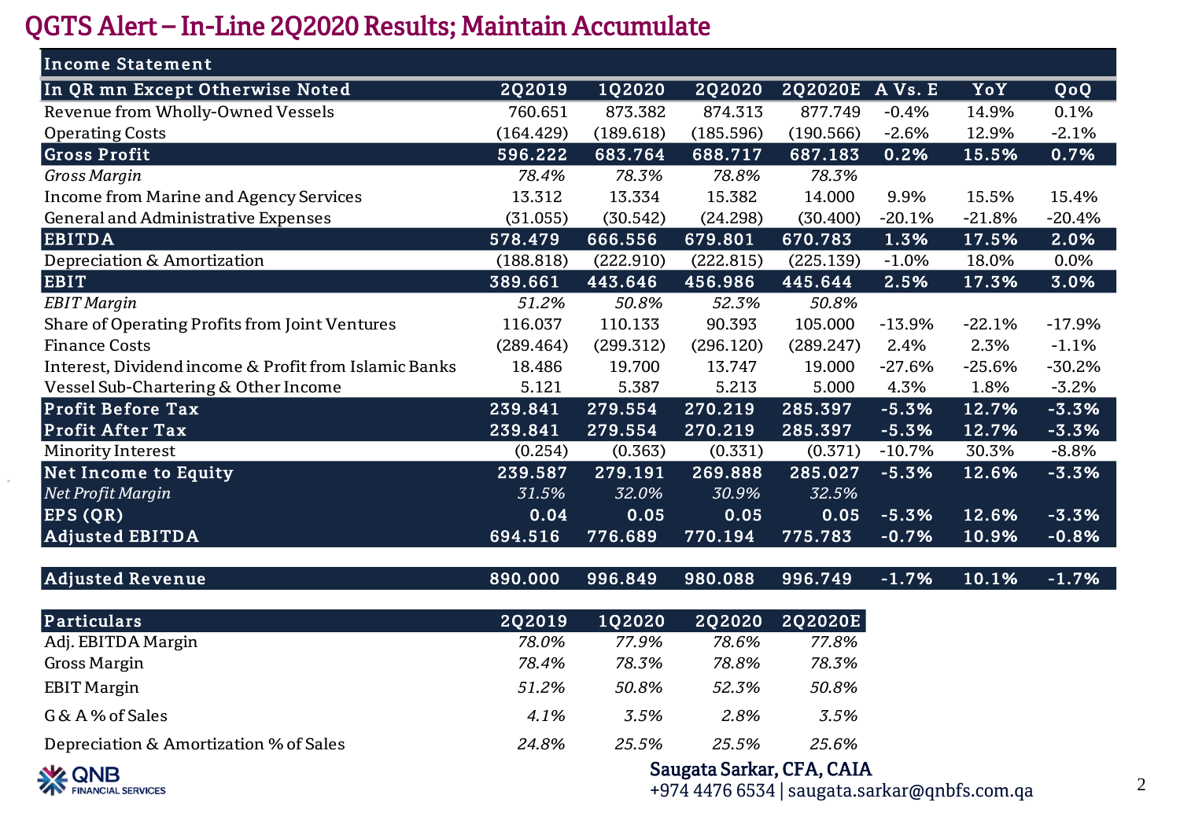# QGTS Alert – In-Line 2Q2020 Results; Maintain Accumulate

| Income Statement | | | | | | | |
|---|---|---|---|---|---|---|---|
| **In QR mn Except Otherwise Noted** | **2Q2019** | **1Q2020** | **2Q2020** | **2Q2020E** | **A Vs. E** | **YoY** | **QoQ** |
| Revenue from Wholly-Owned Vessels | 760.651 | 873.382 | 874.313 | 877.749 | -0.4% | 14.9% | 0.1% |
| Operating Costs | (164.429) | (189.618) | (185.596) | (190.566) | -2.6% | 12.9% | -2.1% |
| **Gross Profit** | **596.222** | **683.764** | **688.717** | **687.183** | **0.2%** | **15.5%** | **0.7%** |
| *Gross Margin* | *78.4%* | *78.3%* | *78.8%* | *78.3%* | | | |
| Income from Marine and Agency Services | 13.312 | 13.334 | 15.382 | 14.000 | 9.9% | 15.5% | 15.4% |
| General and Administrative Expenses | (31.055) | (30.542) | (24.298) | (30.400) | -20.1% | -21.8% | -20.4% |
| **EBITDA** | **578.479** | **666.556** | **679.801** | **670.783** | **1.3%** | **17.5%** | **2.0%** |
| Depreciation & Amortization | (188.818) | (222.910) | (222.815) | (225.139) | -1.0% | 18.0% | 0.0% |
| **EBIT** | **389.661** | **443.646** | **456.986** | **445.644** | **2.5%** | **17.3%** | **3.0%** |
| *EBIT Margin* | *51.2%* | *50.8%* | *52.3%* | *50.8%* | | | |
| Share of Operating Profits from Joint Ventures | 116.037 | 110.133 | 90.393 | 105.000 | -13.9% | -22.1% | -17.9% |
| Finance Costs | (289.464) | (299.312) | (296.120) | (289.247) | 2.4% | 2.3% | -1.1% |
| Interest, Dividend income & Profit from Islamic Banks | 18.486 | 19.700 | 13.747 | 19.000 | -27.6% | -25.6% | -30.2% |
| Vessel Sub-Chartering & Other Income | 5.121 | 5.387 | 5.213 | 5.000 | 4.3% | 1.8% | -3.2% |
| **Profit Before Tax** | **239.841** | **279.554** | **270.219** | **285.397** | **-5.3%** | **12.7%** | **-3.3%** |
| **Profit After Tax** | **239.841** | **279.554** | **270.219** | **285.397** | **-5.3%** | **12.7%** | **-3.3%** |
| Minority Interest | (0.254) | (0.363) | (0.331) | (0.371) | -10.7% | 30.3% | -8.8% |
| **Net Income to Equity** | **239.587** | **279.191** | **269.888** | **285.027** | **-5.3%** | **12.6%** | **-3.3%** |
| *Net Profit Margin* | *31.5%* | *32.0%* | *30.9%* | *32.5%* | | | |
| **EPS (QR)** | **0.04** | **0.05** | **0.05** | **0.05** | **-5.3%** | **12.6%** | **-3.3%** |
| **Adjusted EBITDA** | **694.516** | **776.689** | **770.194** | **775.783** | **-0.7%** | **10.9%** | **-0.8%** |
| | | | | | | | |
| **Adjusted Revenue** | **890.000** | **996.849** | **980.088** | **996.749** | **-1.7%** | **10.1%** | **-1.7%** |

| **Particulars** | **2Q2019** | **1Q2020** | **2Q2020** | **2Q2020E** |
|---|---|---|---|---|
| Adj. EBITDA Margin | *78.0%* | *77.9%* | *78.6%* | *77.8%* |
| Gross Margin | *78.4%* | *78.3%* | *78.8%* | *78.3%* |
| EBIT Margin | *51.2%* | *50.8%* | *52.3%* | *50.8%* |
| G & A % of Sales | *4.1%* | *3.5%* | *2.8%* | *3.5%* |
| Depreciation & Amortization % of Sales | *24.8%* | *25.5%* | *25.5%* | *25.6%* |

QNB FINANCIAL SERVICES

**Saugata Sarkar, CFA, CAIA**
+974 4476 6534 | saugata.sarkar@qnbfs.com.qa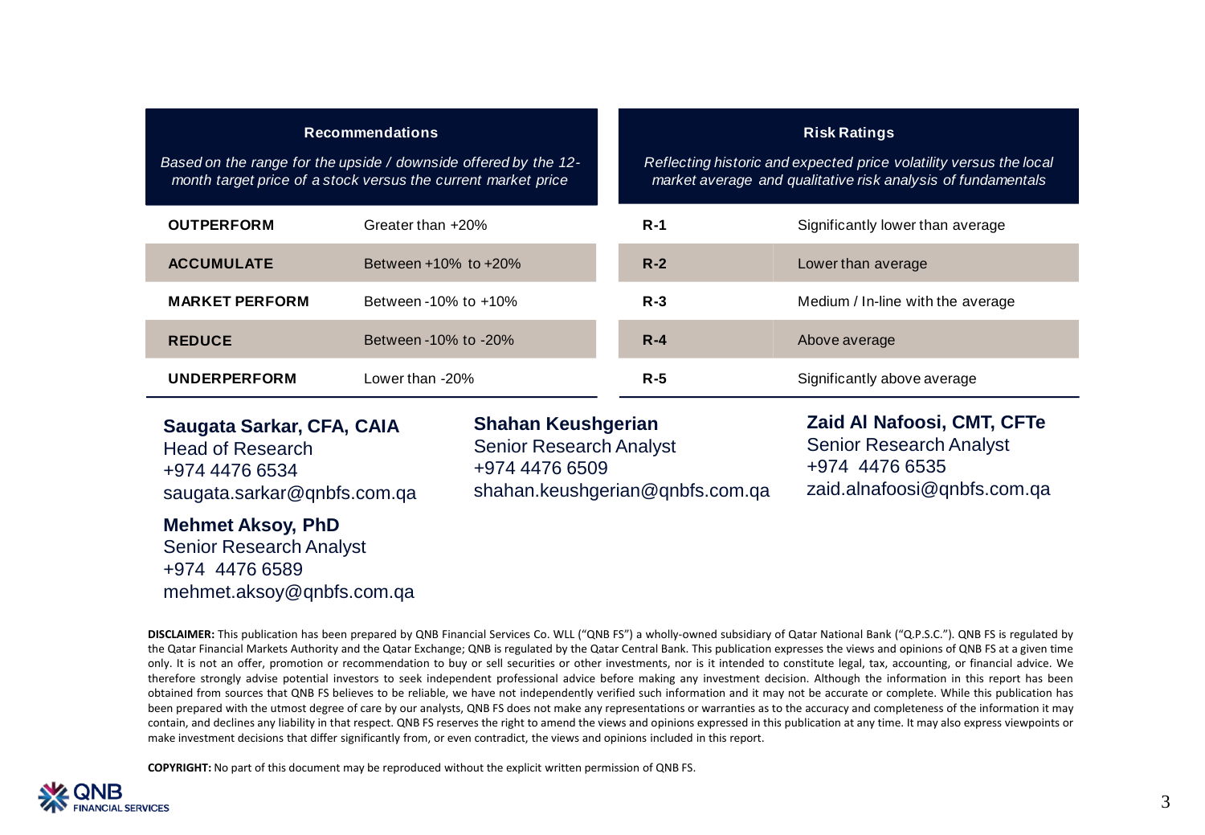| Recommendations | |
|---|---|
| *Based on the range for the upside / downside offered by the 12-month target price of a stock versus the current market price* | |
| **OUTPERFORM** | Greater than +20% |
| **ACCUMULATE** | Between +10% to +20% |
| **MARKET PERFORM** | Between -10% to +10% |
| **REDUCE** | Between -10% to -20% |
| **UNDERPERFORM** | Lower than -20% |

| Risk Ratings | |
|---|---|
| *Reflecting historic and expected price volatility versus the local market average and qualitative risk analysis of fundamentals* | |
| **R-1** | Significantly lower than average |
| **R-2** | Lower than average |
| **R-3** | Medium / In-line with the average |
| **R-4** | Above average |
| **R-5** | Significantly above average |

**Saugata Sarkar, CFA, CAIA**
Head of Research
+974 4476 6534
saugata.sarkar@qnbfs.com.qa

**Mehmet Aksoy, PhD**
Senior Research Analyst
+974 4476 6589
mehmet.aksoy@qnbfs.com.qa

**Shahan Keushgerian**
Senior Research Analyst
+974 4476 6509
shahan.keushgerian@qnbfs.com.qa

**Zaid Al Nafoosi, CMT, CFTe**
Senior Research Analyst
+974 4476 6535
zaid.alnafoosi@qnbfs.com.qa

**DISCLAIMER:** This publication has been prepared by QNB Financial Services Co. WLL ("QNB FS") a wholly-owned subsidiary of Qatar National Bank ("Q.P.S.C."). QNB FS is regulated by the Qatar Financial Markets Authority and the Qatar Exchange; QNB is regulated by the Qatar Central Bank. This publication expresses the views and opinions of QNB FS at a given time only. It is not an offer, promotion or recommendation to buy or sell securities or other investments, nor is it intended to constitute legal, tax, accounting, or financial advice. We therefore strongly advise potential investors to seek independent professional advice before making any investment decision. Although the information in this report has been obtained from sources that QNB FS believes to be reliable, we have not independently verified such information and it may not be accurate or complete. While this publication has been prepared with the utmost degree of care by our analysts, QNB FS does not make any representations or warranties as to the accuracy and completeness of the information it may contain, and declines any liability in that respect. QNB FS reserves the right to amend the views and opinions expressed in this publication at any time. It may also express viewpoints or make investment decisions that differ significantly from, or even contradict, the views and opinions included in this report.

**COPYRIGHT:** No part of this document may be reproduced without the explicit written permission of QNB FS.

QNB FINANCIAL SERVICES